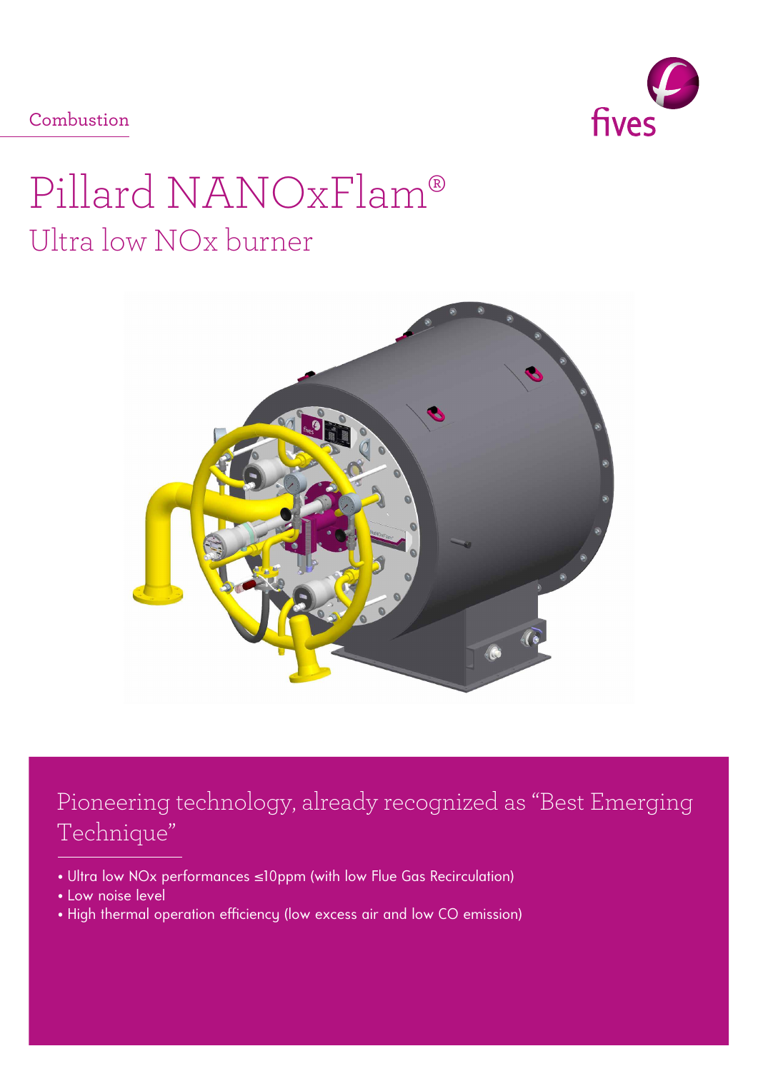Combustion

# Pillard NANOxFlam®

## Ultra low NOx burner

## Pioneering technology, already recognized as "Best Emerging Technique"

- Ultra low NOx performances ≤10ppm (with low Flue Gas Recirculation)
- Low noise level
- High thermal operation efficiency (low excess air and low CO emission)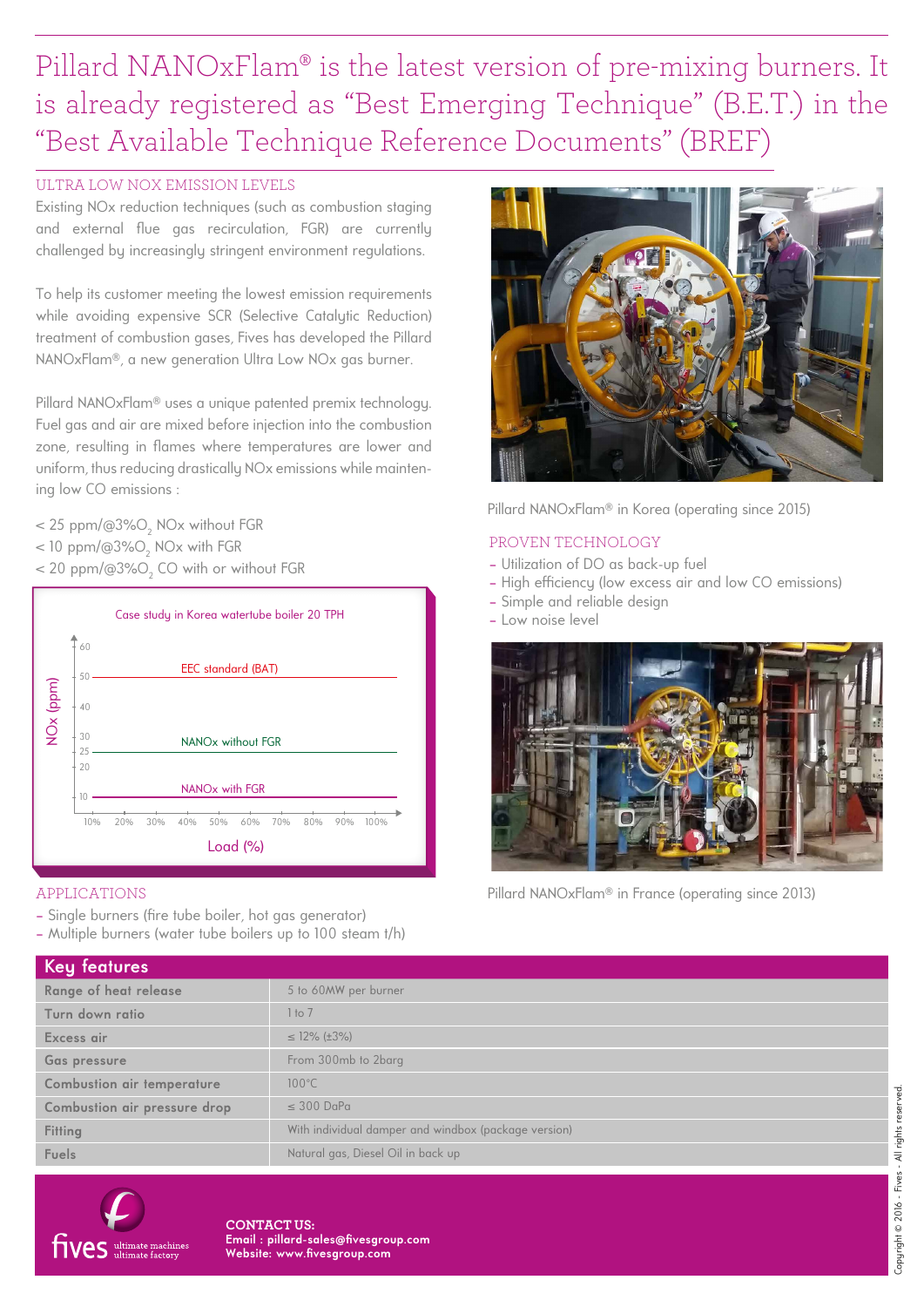# Pillard NANOxFlam® is the latest version of pre-mixing burners. It is already registered as "Best Emerging Technique" (B.E.T.) in the "Best Available Technique Reference Documents" (BREF)

## ULTRA LOW NOX EMISSION LEVELS

Existing NOx reduction techniques (such as combustion staging and external flue gas recirculation, FGR) are currently challenged by increasingly stringent environment regulations.

To help its customer meeting the lowest emission requirements while avoiding expensive SCR (Selective Catalytic Reduction) treatment of combustion gases, Fives has developed the Pillard NANOxFlam®, a new generation Ultra Low NOx gas burner.

Pillard NANOxFlam® uses a unique patented premix technology. Fuel gas and air are mixed before injection into the combustion zone, resulting in flames where temperatures are lower and uniform, thus reducing drastically NOx emissions while maintening low CO emissions :

< 25 ppm/@3%$O_2$ NOx without FGR
< 10 ppm/@3%$O_2$ NOx with FGR
< 20 ppm/@3%$O_2$ CO with or without FGR

Case study in Korea watertube boiler 20 TPH

NOx (ppm)
60
50
40
30
25
20
10
EEC standard (BAT)
NANOx without FGR
NANOx with FGR
10% 20% 30% 40% 50% 60% 70% 80% 90% 100%
Load (%)

## APPLICATIONS

- Single burners (fire tube boiler, hot gas generator)
- Multiple burners (water tube boilers up to 100 steam t/h)

Pillard NANOxFlam® in Korea (operating since 2015)

## PROVEN TECHNOLOGY

- Utilization of DO as back-up fuel
- High efficiency (low excess air and low CO emissions)
- Simple and reliable design
- Low noise level

Pillard NANOxFlam® in France (operating since 2013)

## Key features

| | |
|---|---|
| **Range of heat release** | 5 to 60MW per burner |
| **Turn down ratio** | 1 to 7 |
| **Excess air** | ≤ 12% (±3%) |
| **Gas pressure** | From 300mb to 2barg |
| **Combustion air temperature** | 100°C |
| **Combustion air pressure drop** | ≤ 300 DaPa |
| **Fitting** | With individual damper and windbox (package version) |
| **Fuels** | Natural gas, Diesel Oil in back up |

fives ultimate machines ultimate factory

**CONTACT US:**
**Email : pillard-sales@fivesgroup.com**
**Website: www.fivesgroup.com**

Copyright © 2016 - Fives - All rights reserved.